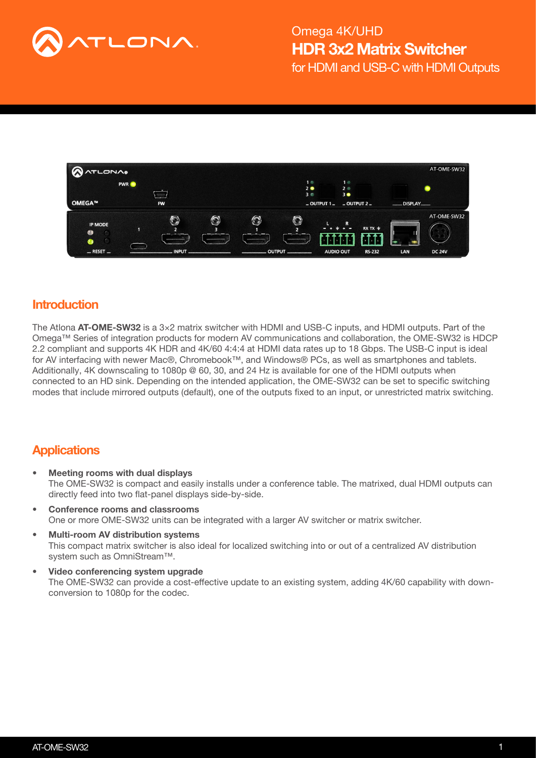Omega 4K/UHD

# HDR 3x2 Matrix Switcher

for HDMI and USB-C with HDMI Outputs

## Introduction

The Atlona **AT-OME-SW32** is a 3×2 matrix switcher with HDMI and USB-C inputs, and HDMI outputs. Part of the Omega™ Series of integration products for modern AV communications and collaboration, the OME-SW32 is HDCP 2.2 compliant and supports 4K HDR and 4K/60 4:4:4 at HDMI data rates up to 18 Gbps. The USB-C input is ideal for AV interfacing with newer Mac®, Chromebook™, and Windows® PCs, as well as smartphones and tablets. Additionally, 4K downscaling to 1080p @ 60, 30, and 24 Hz is available for one of the HDMI outputs when connected to an HD sink. Depending on the intended application, the OME-SW32 can be set to specific switching modes that include mirrored outputs (default), one of the outputs fixed to an input, or unrestricted matrix switching.

## Applications

- **Meeting rooms with dual displays**
  The OME-SW32 is compact and easily installs under a conference table. The matrixed, dual HDMI outputs can directly feed into two flat-panel displays side-by-side.
- **Conference rooms and classrooms**
  One or more OME-SW32 units can be integrated with a larger AV switcher or matrix switcher.
- **Multi-room AV distribution systems**
  This compact matrix switcher is also ideal for localized switching into or out of a centralized AV distribution system such as OmniStream™.
- **Video conferencing system upgrade**
  The OME-SW32 can provide a cost-effective update to an existing system, adding 4K/60 capability with down-conversion to 1080p for the codec.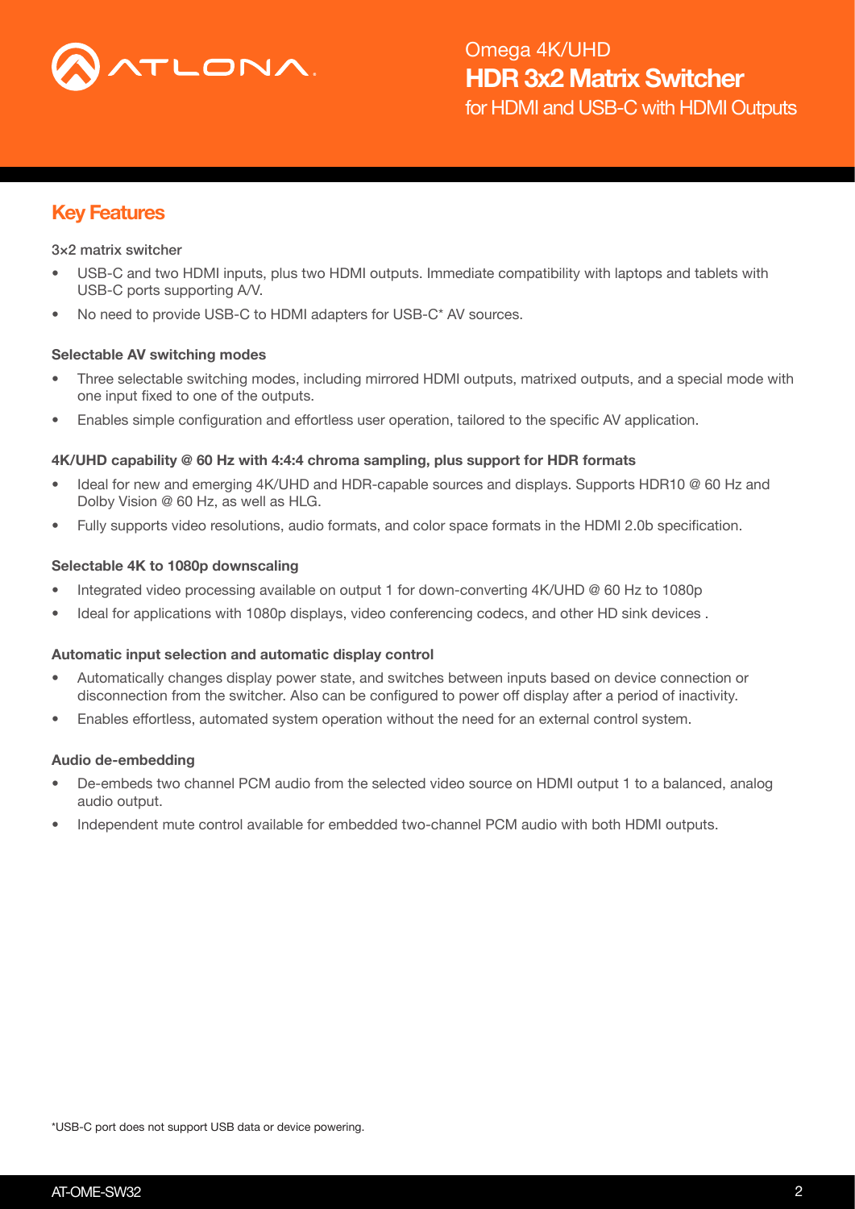## Key Features

**3×2 matrix switcher**

- USB-C and two HDMI inputs, plus two HDMI outputs. Immediate compatibility with laptops and tablets with USB-C ports supporting A/V.
- No need to provide USB-C to HDMI adapters for USB-C* AV sources.

**Selectable AV switching modes**

- Three selectable switching modes, including mirrored HDMI outputs, matrixed outputs, and a special mode with one input fixed to one of the outputs.
- Enables simple configuration and effortless user operation, tailored to the specific AV application.

**4K/UHD capability @ 60 Hz with 4:4:4 chroma sampling, plus support for HDR formats**

- Ideal for new and emerging 4K/UHD and HDR-capable sources and displays. Supports HDR10 @ 60 Hz and Dolby Vision @ 60 Hz, as well as HLG.
- Fully supports video resolutions, audio formats, and color space formats in the HDMI 2.0b specification.

**Selectable 4K to 1080p downscaling**

- Integrated video processing available on output 1 for down-converting 4K/UHD @ 60 Hz to 1080p
- Ideal for applications with 1080p displays, video conferencing codecs, and other HD sink devices .

**Automatic input selection and automatic display control**

- Automatically changes display power state, and switches between inputs based on device connection or disconnection from the switcher. Also can be configured to power off display after a period of inactivity.
- Enables effortless, automated system operation without the need for an external control system.

**Audio de-embedding**

- De-embeds two channel PCM audio from the selected video source on HDMI output 1 to a balanced, analog audio output.
- Independent mute control available for embedded two-channel PCM audio with both HDMI outputs.

*USB-C port does not support USB data or device powering.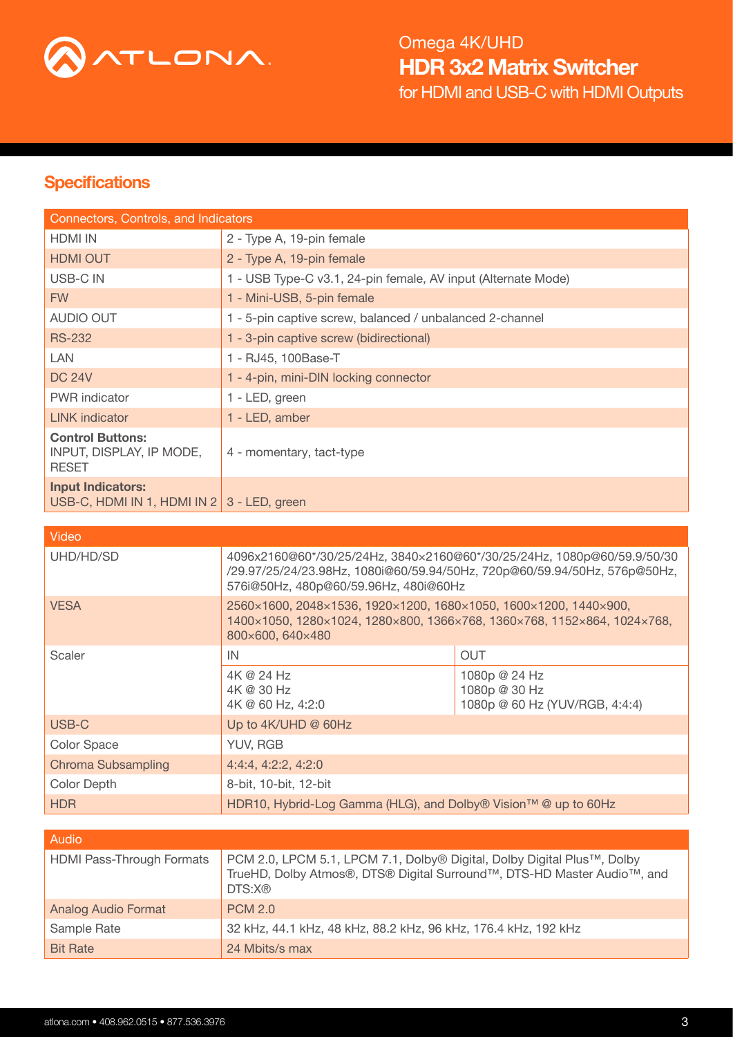Omega 4K/UHD
**HDR 3x2 Matrix Switcher**
for HDMI and USB-C with HDMI Outputs

## Specifications

| Connectors, Controls, and Indicators | |
|---|---|
| HDMI IN | 2 - Type A, 19-pin female |
| HDMI OUT | 2 - Type A, 19-pin female |
| USB-C IN | 1 - USB Type-C v3.1, 24-pin female, AV input (Alternate Mode) |
| FW | 1 - Mini-USB, 5-pin female |
| AUDIO OUT | 1 - 5-pin captive screw, balanced / unbalanced 2-channel |
| RS-232 | 1 - 3-pin captive screw (bidirectional) |
| LAN | 1 - RJ45, 100Base-T |
| DC 24V | 1 - 4-pin, mini-DIN locking connector |
| PWR indicator | 1 - LED, green |
| LINK indicator | 1 - LED, amber |
| **Control Buttons:** INPUT, DISPLAY, IP MODE, RESET | 4 - momentary, tact-type |
| **Input Indicators:** USB-C, HDMI IN 1, HDMI IN 2 | 3 - LED, green |

| Video | | |
|---|---|---|
| UHD/HD/SD | 4096x2160@60*/30/25/24Hz, 3840×2160@60*/30/25/24Hz, 1080p@60/59.9/50/30/29.97/25/24/23.98Hz, 1080i@60/59.94/50Hz, 720p@60/59.94/50Hz, 576p@50Hz, 576i@50Hz, 480p@60/59.96Hz, 480i@60Hz | |
| VESA | 2560×1600, 2048×1536, 1920×1200, 1680×1050, 1600×1200, 1440×900, 1400×1050, 1280×1024, 1280×800, 1366×768, 1360×768, 1152×864, 1024×768, 800×600, 640×480 | |
| Scaler | IN | OUT |
| | 4K @ 24 Hz<br>4K @ 30 Hz<br>4K @ 60 Hz, 4:2:0 | 1080p @ 24 Hz<br>1080p @ 30 Hz<br>1080p @ 60 Hz (YUV/RGB, 4:4:4) |
| USB-C | Up to 4K/UHD @ 60Hz | |
| Color Space | YUV, RGB | |
| Chroma Subsampling | 4:4:4, 4:2:2, 4:2:0 | |
| Color Depth | 8-bit, 10-bit, 12-bit | |
| HDR | HDR10, Hybrid-Log Gamma (HLG), and Dolby® Vision™ @ up to 60Hz | |

| Audio | |
|---|---|
| HDMI Pass-Through Formats | PCM 2.0, LPCM 5.1, LPCM 7.1, Dolby® Digital, Dolby Digital Plus™, Dolby TrueHD, Dolby Atmos®, DTS® Digital Surround™, DTS-HD Master Audio™, and DTS:X® |
| Analog Audio Format | PCM 2.0 |
| Sample Rate | 32 kHz, 44.1 kHz, 48 kHz, 88.2 kHz, 96 kHz, 176.4 kHz, 192 kHz |
| Bit Rate | 24 Mbits/s max |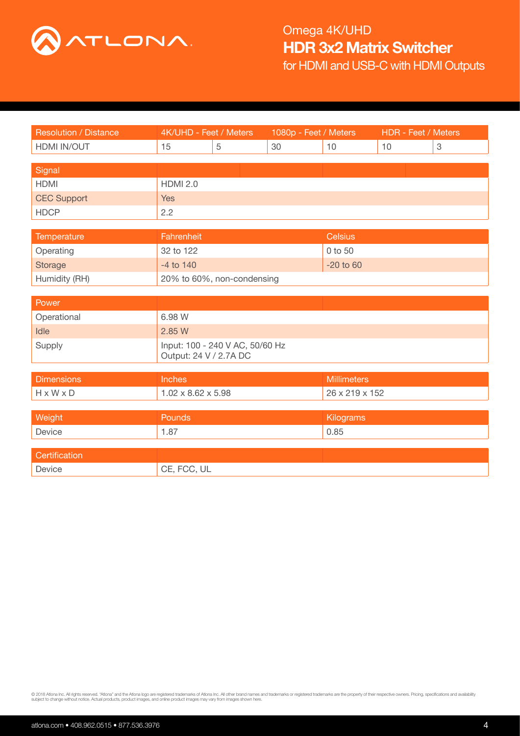# Omega 4K/UHD

## HDR 3x2 Matrix Switcher

for HDMI and USB-C with HDMI Outputs

| Resolution / Distance | 4K/UHD - Feet / Meters | | 1080p - Feet / Meters | | HDR - Feet / Meters | |
|---|---|---|---|---|---|---|
| HDMI IN/OUT | 15 | 5 | 30 | 10 | 10 | 3 |

| Signal | |
|---|---|
| HDMI | HDMI 2.0 |
| CEC Support | Yes |
| HDCP | 2.2 |

| Temperature | Fahrenheit | Celsius |
|---|---|---|
| Operating | 32 to 122 | 0 to 50 |
| Storage | -4 to 140 | -20 to 60 |
| Humidity (RH) | 20% to 60%, non-condensing | |

| Power | |
|---|---|
| Operational | 6.98 W |
| Idle | 2.85 W |
| Supply | Input: 100 - 240 V AC, 50/60 Hz<br>Output: 24 V / 2.7A DC |

| Dimensions | Inches | Millimeters |
|---|---|---|
| H x W x D | 1.02 x 8.62 x 5.98 | 26 x 219 x 152 |

| Weight | Pounds | Kilograms |
|---|---|---|
| Device | 1.87 | 0.85 |

| Certification | |
|---|---|
| Device | CE, FCC, UL |

© 2018 Atlona Inc. All rights reserved. "Atlona" and the Atlona logo are registered trademarks of Atlona Inc. All other brand names and trademarks or registered trademarks are the property of their respective owners. Pricing, specifications and availability subject to change without notice. Actual products, product images, and online product images may vary from images shown here.

atlona.com • 408.962.0515 • 877.536.3976